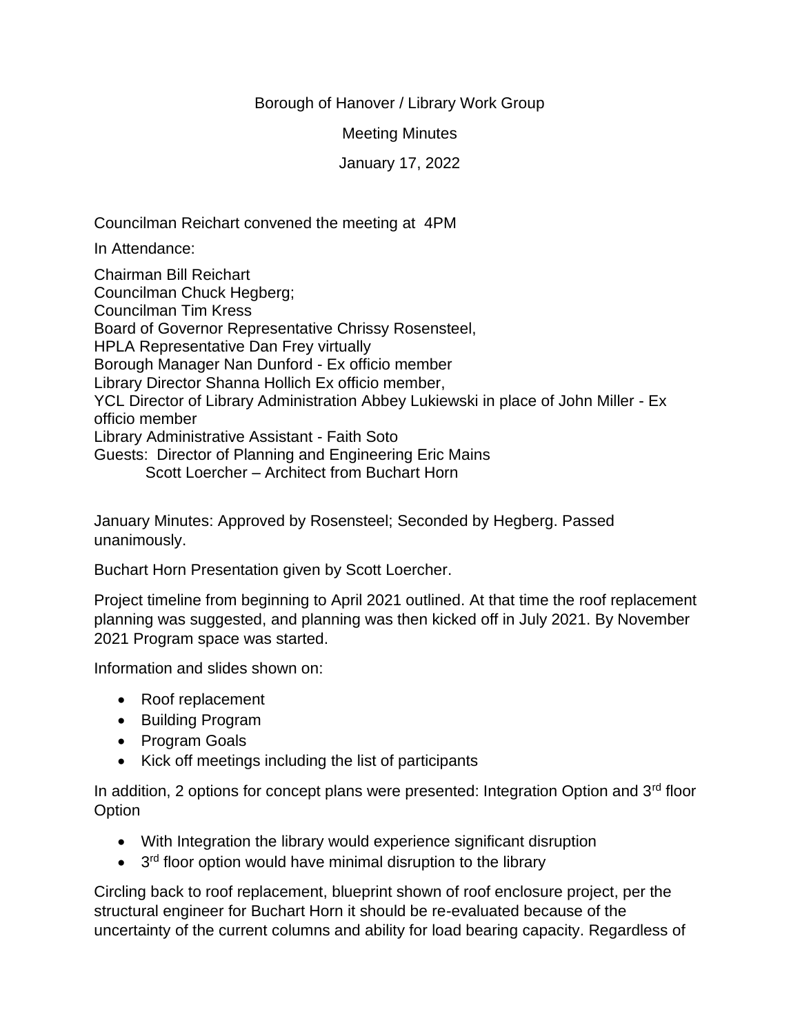Borough of Hanover / Library Work Group

Meeting Minutes

January 17, 2022

Councilman Reichart convened the meeting at 4PM

In Attendance:

Chairman Bill Reichart
Councilman Chuck Hegberg;
Councilman Tim Kress
Board of Governor Representative Chrissy Rosensteel,
HPLA Representative Dan Frey virtually
Borough Manager Nan Dunford - Ex officio member
Library Director Shanna Hollich Ex officio member,
YCL Director of Library Administration Abbey Lukiewski in place of John Miller - Ex officio member
Library Administrative Assistant - Faith Soto
Guests: Director of Planning and Engineering Eric Mains
Scott Loercher – Architect from Buchart Horn

January Minutes: Approved by Rosensteel; Seconded by Hegberg. Passed unanimously.

Buchart Horn Presentation given by Scott Loercher.

Project timeline from beginning to April 2021 outlined. At that time the roof replacement planning was suggested, and planning was then kicked off in July 2021. By November 2021 Program space was started.

Information and slides shown on:

- Roof replacement
- Building Program
- Program Goals
- Kick off meetings including the list of participants

In addition, 2 options for concept plans were presented: Integration Option and 3rd floor Option

- With Integration the library would experience significant disruption
- 3rd floor option would have minimal disruption to the library

Circling back to roof replacement, blueprint shown of roof enclosure project, per the structural engineer for Buchart Horn it should be re-evaluated because of the uncertainty of the current columns and ability for load bearing capacity. Regardless of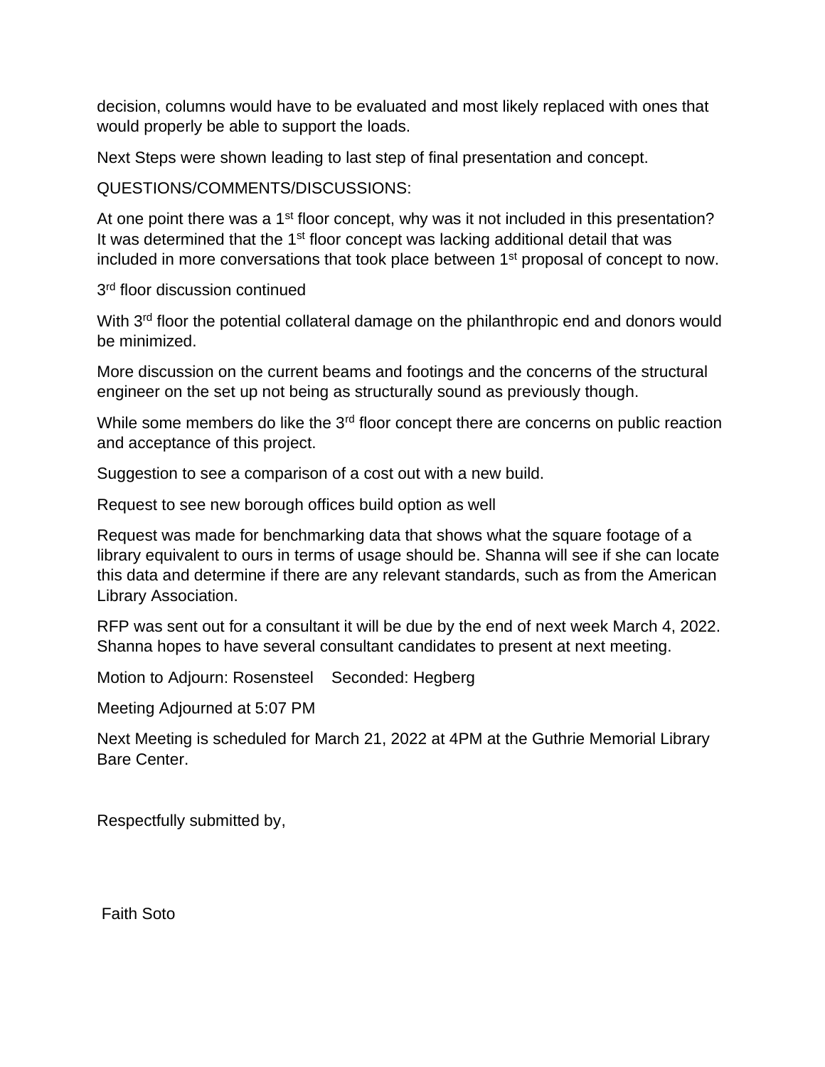decision, columns would have to be evaluated and most likely replaced with ones that would properly be able to support the loads.

Next Steps were shown leading to last step of final presentation and concept.

QUESTIONS/COMMENTS/DISCUSSIONS:

At one point there was a 1st floor concept, why was it not included in this presentation? It was determined that the 1st floor concept was lacking additional detail that was included in more conversations that took place between 1st proposal of concept to now.

3rd floor discussion continued

With 3rd floor the potential collateral damage on the philanthropic end and donors would be minimized.

More discussion on the current beams and footings and the concerns of the structural engineer on the set up not being as structurally sound as previously though.

While some members do like the 3rd floor concept there are concerns on public reaction and acceptance of this project.

Suggestion to see a comparison of a cost out with a new build.

Request to see new borough offices build option as well

Request was made for benchmarking data that shows what the square footage of a library equivalent to ours in terms of usage should be. Shanna will see if she can locate this data and determine if there are any relevant standards, such as from the American Library Association.

RFP was sent out for a consultant it will be due by the end of next week March 4, 2022. Shanna hopes to have several consultant candidates to present at next meeting.

Motion to Adjourn: Rosensteel Seconded: Hegberg

Meeting Adjourned at 5:07 PM

Next Meeting is scheduled for March 21, 2022 at 4PM at the Guthrie Memorial Library Bare Center.

Respectfully submitted by,

Faith Soto